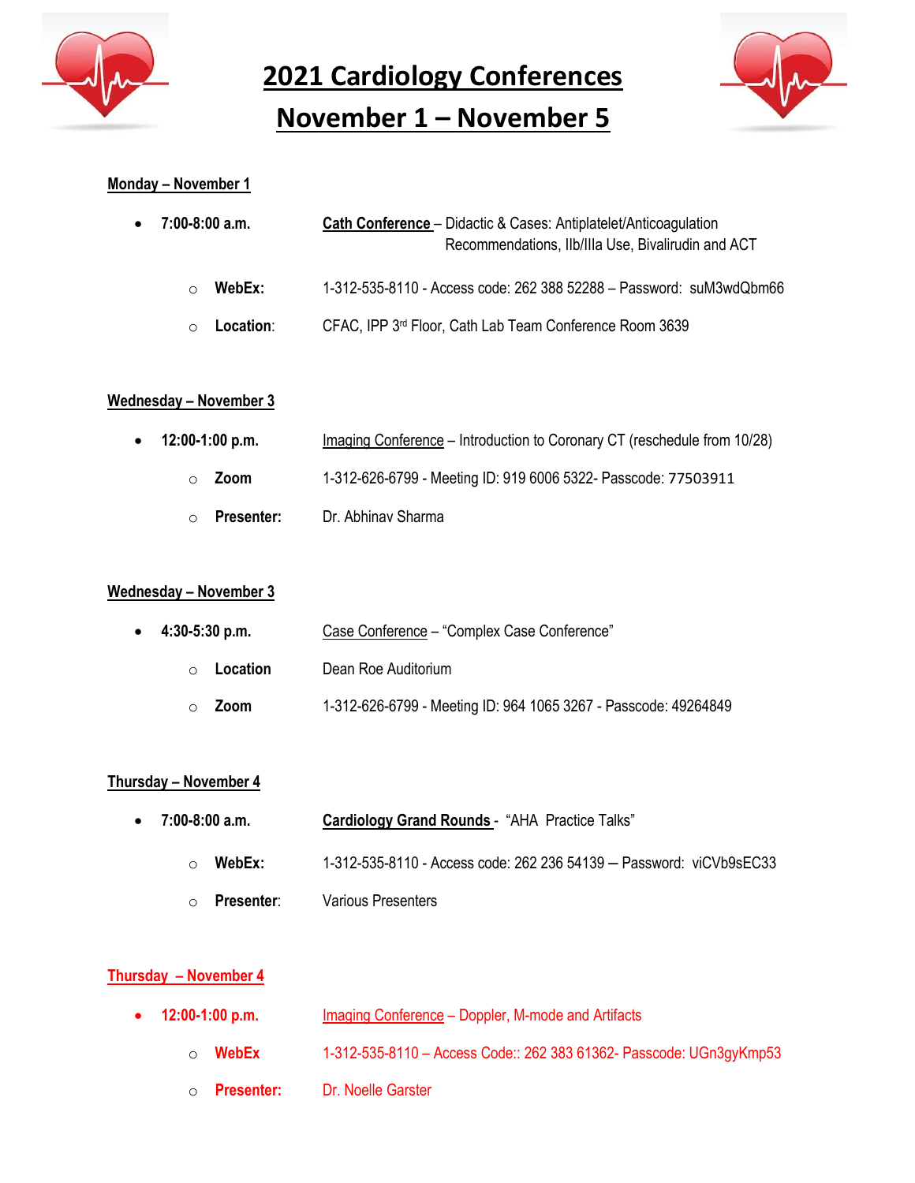# 2021 Cardiology Conferences

# November 1 – November 5

**Monday – November 1**

- **7:00-8:00 a.m.** **Cath Conference** – Didactic & Cases: Antiplatelet/Anticoagulation Recommendations, IIb/IIIa Use, Bivalirudin and ACT
  - **WebEx:** 1-312-535-8110 - Access code: 262 388 52288 – Password: suM3wdQbm66
  - **Location**: CFAC, IPP 3rd Floor, Cath Lab Team Conference Room 3639

**Wednesday – November 3**

- **12:00-1:00 p.m.** Imaging Conference – Introduction to Coronary CT (reschedule from 10/28)
  - **Zoom** 1-312-626-6799 - Meeting ID: 919 6006 5322- Passcode: 77503911
  - **Presenter:** Dr. Abhinav Sharma

**Wednesday – November 3**

- **4:30-5:30 p.m.** Case Conference – "Complex Case Conference"
  - **Location** Dean Roe Auditorium
  - **Zoom** 1-312-626-6799 - Meeting ID: 964 1065 3267 - Passcode: 49264849

**Thursday – November 4**

- **7:00-8:00 a.m.** **Cardiology Grand Rounds** - "AHA Practice Talks"
  - **WebEx:** 1-312-535-8110 - Access code: 262 236 54139 – Password: viCVb9sEC33
  - **Presenter**: Various Presenters

**Thursday – November 4**

- **12:00-1:00 p.m.** Imaging Conference – Doppler, M-mode and Artifacts
  - **WebEx** 1-312-535-8110 – Access Code:: 262 383 61362- Passcode: UGn3gyKmp53
  - **Presenter:** Dr. Noelle Garster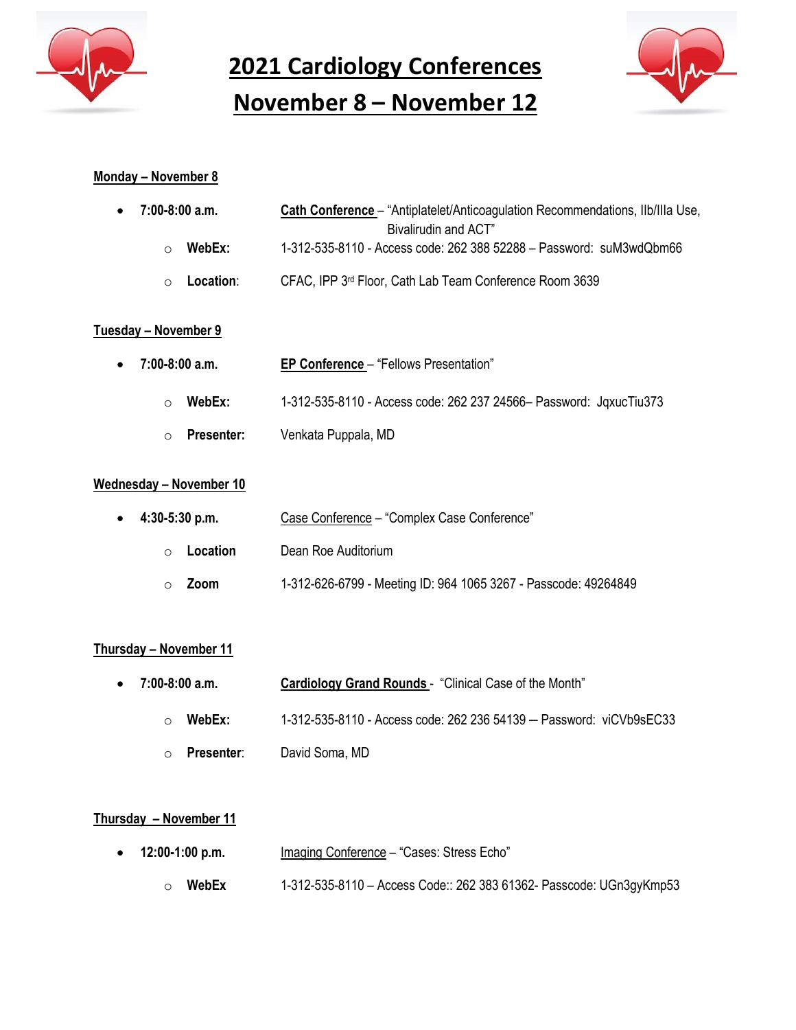# 2021 Cardiology Conferences

# November 8 – November 12

**Monday – November 8**

- **7:00-8:00 a.m.** **Cath Conference** – "Antiplatelet/Anticoagulation Recommendations, IIb/IIIa Use, Bivalirudin and ACT"
  - **WebEx:** 1-312-535-8110 - Access code: 262 388 52288 – Password: suM3wdQbm66
  - **Location**: CFAC, IPP 3rd Floor, Cath Lab Team Conference Room 3639

**Tuesday – November 9**

- **7:00-8:00 a.m.** **EP Conference** – "Fellows Presentation"
  - **WebEx:** 1-312-535-8110 - Access code: 262 237 24566– Password: JqxucTiu373
  - **Presenter:** Venkata Puppala, MD

**Wednesday – November 10**

- **4:30-5:30 p.m.** Case Conference – "Complex Case Conference"
  - **Location** Dean Roe Auditorium
  - **Zoom** 1-312-626-6799 - Meeting ID: 964 1065 3267 - Passcode: 49264849

**Thursday – November 11**

- **7:00-8:00 a.m.** **Cardiology Grand Rounds** - "Clinical Case of the Month"
  - **WebEx:** 1-312-535-8110 - Access code: 262 236 54139 – Password: viCVb9sEC33
  - **Presenter**: David Soma, MD

**Thursday – November 11**

- **12:00-1:00 p.m.** Imaging Conference – "Cases: Stress Echo"
  - **WebEx** 1-312-535-8110 – Access Code:: 262 383 61362- Passcode: UGn3gyKmp53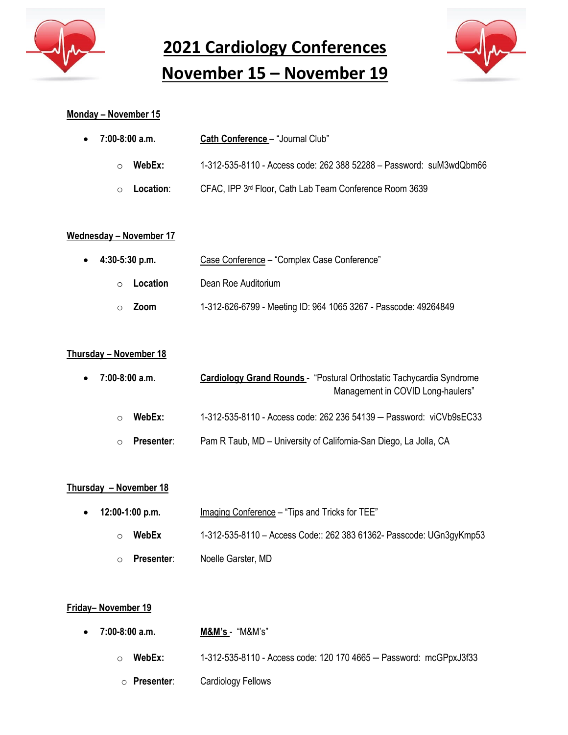# 2021 Cardiology Conferences
# November 15 – November 19

**Monday – November 15**

- **7:00-8:00 a.m.** **Cath Conference** – "Journal Club"
  - **WebEx:** 1-312-535-8110 - Access code: 262 388 52288 – Password: suM3wdQbm66
  - **Location**: CFAC, IPP 3rd Floor, Cath Lab Team Conference Room 3639

**Wednesday – November 17**

- **4:30-5:30 p.m.** Case Conference – "Complex Case Conference"
  - **Location** Dean Roe Auditorium
  - **Zoom** 1-312-626-6799 - Meeting ID: 964 1065 3267 - Passcode: 49264849

**Thursday – November 18**

- **7:00-8:00 a.m.** **Cardiology Grand Rounds** - "Postural Orthostatic Tachycardia Syndrome Management in COVID Long-haulers"
  - **WebEx:** 1-312-535-8110 - Access code: 262 236 54139 – Password: viCVb9sEC33
  - **Presenter**: Pam R Taub, MD – University of California-San Diego, La Jolla, CA

**Thursday – November 18**

- **12:00-1:00 p.m.** Imaging Conference – "Tips and Tricks for TEE"
  - **WebEx** 1-312-535-8110 – Access Code:: 262 383 61362- Passcode: UGn3gyKmp53
  - **Presenter**: Noelle Garster, MD

**Friday– November 19**

- **7:00-8:00 a.m.** **M&M's** - "M&M's"
  - **WebEx:** 1-312-535-8110 - Access code: 120 170 4665 – Password: mcGPpxJ3f33
  - **Presenter**: Cardiology Fellows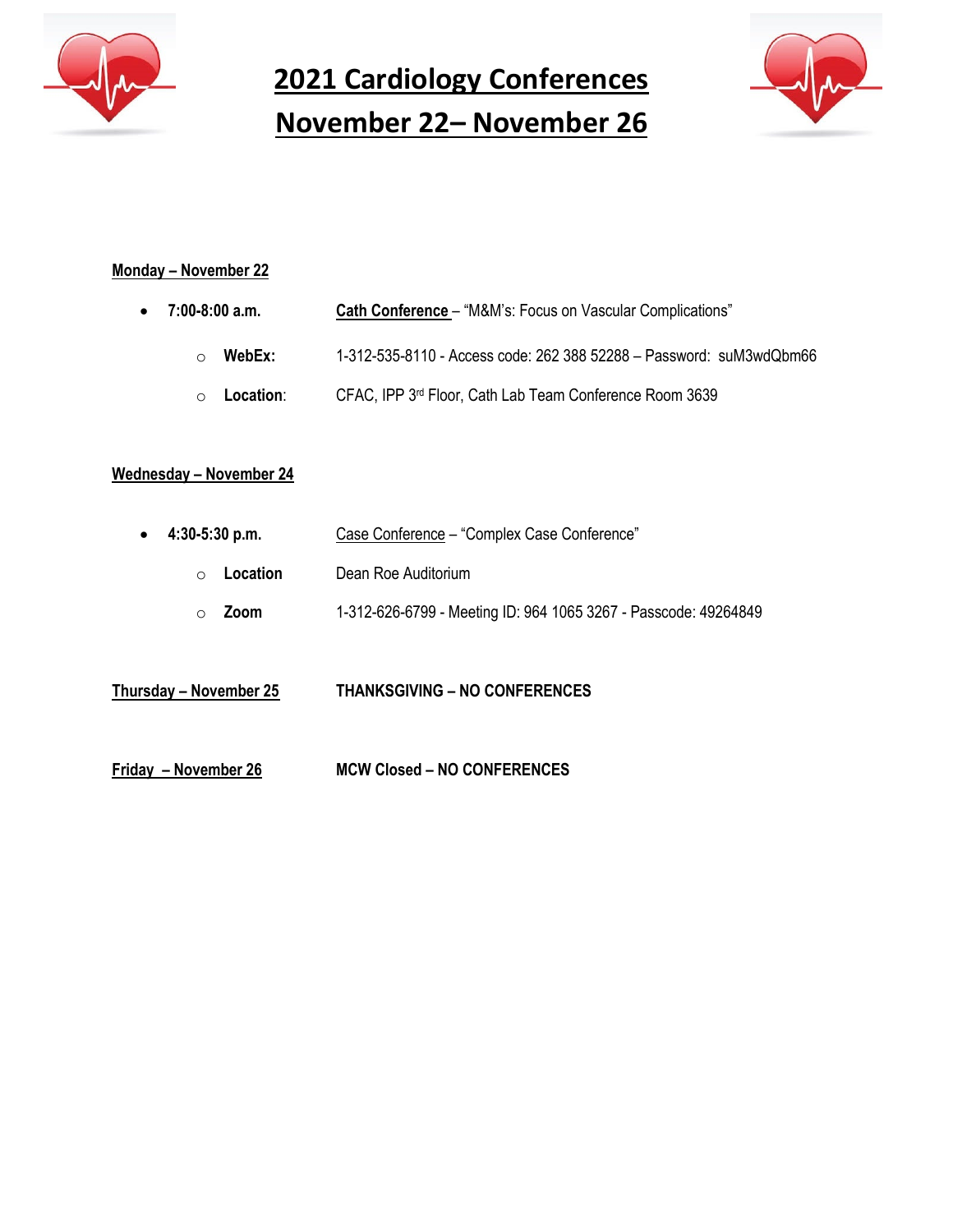# 2021 Cardiology Conferences
# November 22– November 26

**Monday – November 22**

- **7:00-8:00 a.m.** **Cath Conference** – "M&M's: Focus on Vascular Complications"
  - **WebEx:** 1-312-535-8110 - Access code: 262 388 52288 – Password: suM3wdQbm66
  - **Location**: CFAC, IPP 3rd Floor, Cath Lab Team Conference Room 3639

**Wednesday – November 24**

- **4:30-5:30 p.m.** Case Conference – "Complex Case Conference"
  - **Location** Dean Roe Auditorium
  - **Zoom** 1-312-626-6799 - Meeting ID: 964 1065 3267 - Passcode: 49264849

**Thursday – November 25** **THANKSGIVING – NO CONFERENCES**

**Friday – November 26** **MCW Closed – NO CONFERENCES**